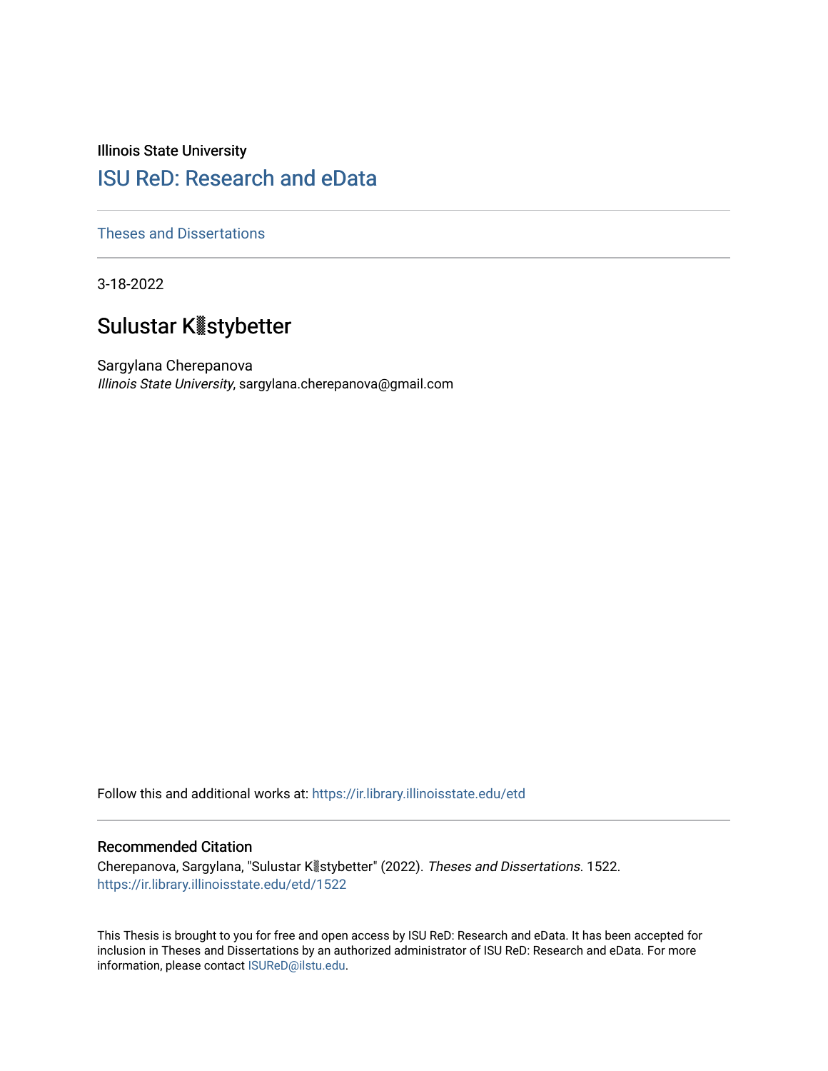Illinois State University

## ISU ReD: Research and eData

Theses and Dissertations

3-18-2022

# Sulustar K▒stybetter

Sargylana Cherepanova
*Illinois State University*, sargylana.cherepanova@gmail.com

Follow this and additional works at: https://ir.library.illinoisstate.edu/etd

### Recommended Citation

Cherepanova, Sargylana, "Sulustar K▒stybetter" (2022). *Theses and Dissertations*. 1522.
https://ir.library.illinoisstate.edu/etd/1522

This Thesis is brought to you for free and open access by ISU ReD: Research and eData. It has been accepted for inclusion in Theses and Dissertations by an authorized administrator of ISU ReD: Research and eData. For more information, please contact ISUReD@ilstu.edu.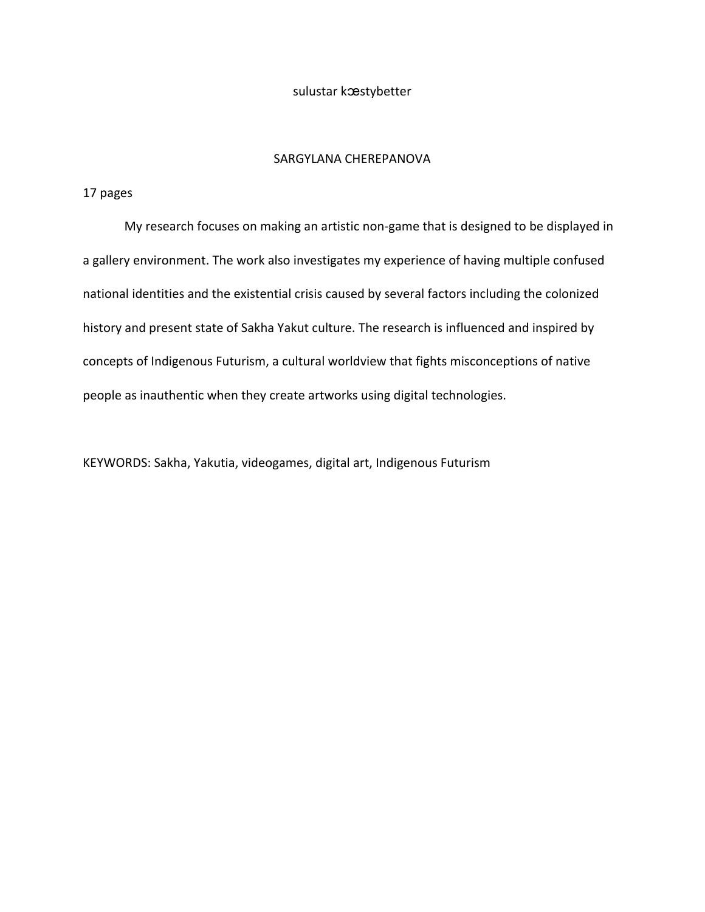sulustar kɔestybetter

SARGYLANA CHEREPANOVA

17 pages

My research focuses on making an artistic non-game that is designed to be displayed in a gallery environment. The work also investigates my experience of having multiple confused national identities and the existential crisis caused by several factors including the colonized history and present state of Sakha Yakut culture. The research is influenced and inspired by concepts of Indigenous Futurism, a cultural worldview that fights misconceptions of native people as inauthentic when they create artworks using digital technologies.

KEYWORDS: Sakha, Yakutia, videogames, digital art, Indigenous Futurism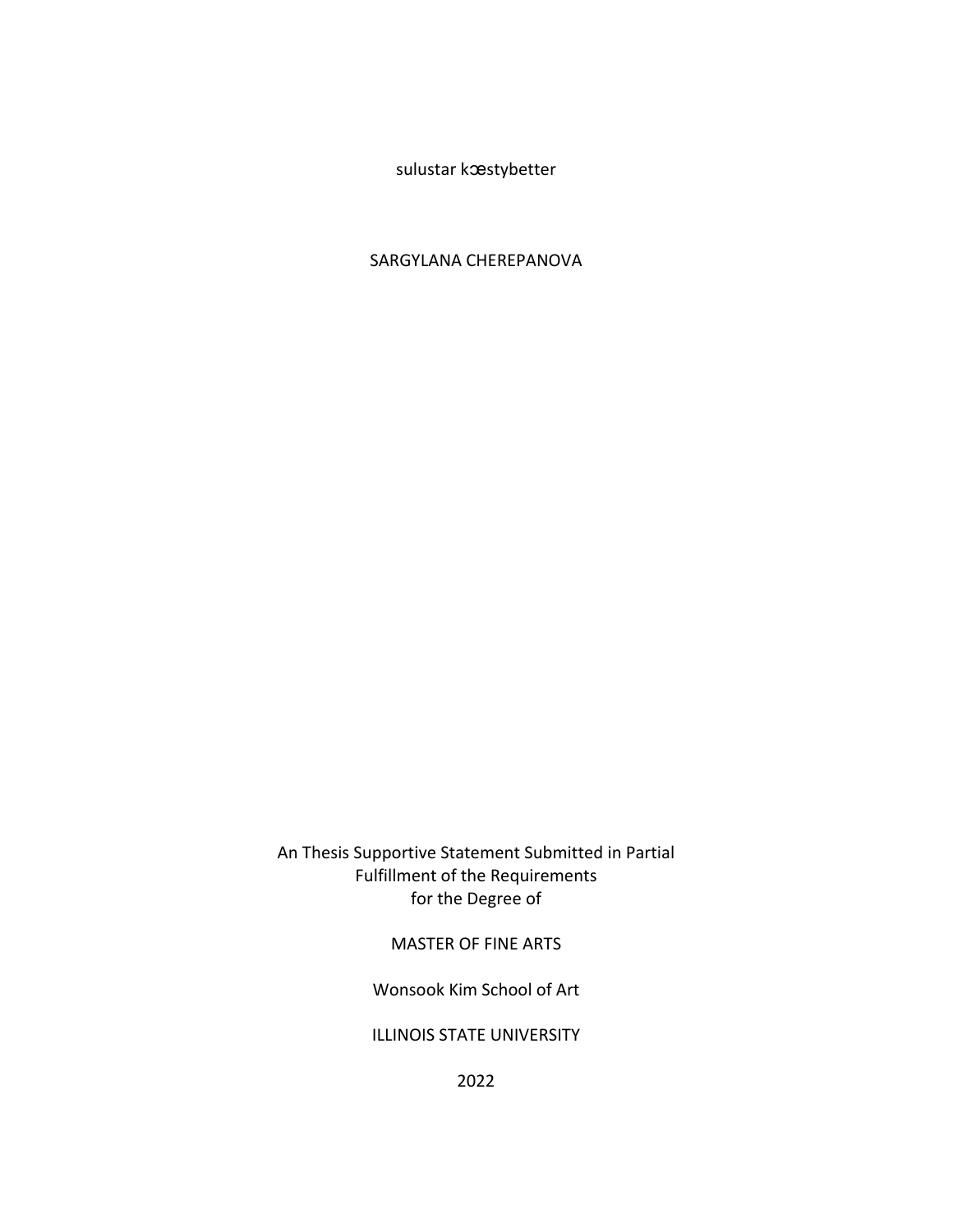sulustar kɔestybetter

SARGYLANA CHEREPANOVA

An Thesis Supportive Statement Submitted in Partial
Fulfillment of the Requirements
for the Degree of

MASTER OF FINE ARTS

Wonsook Kim School of Art

ILLINOIS STATE UNIVERSITY

2022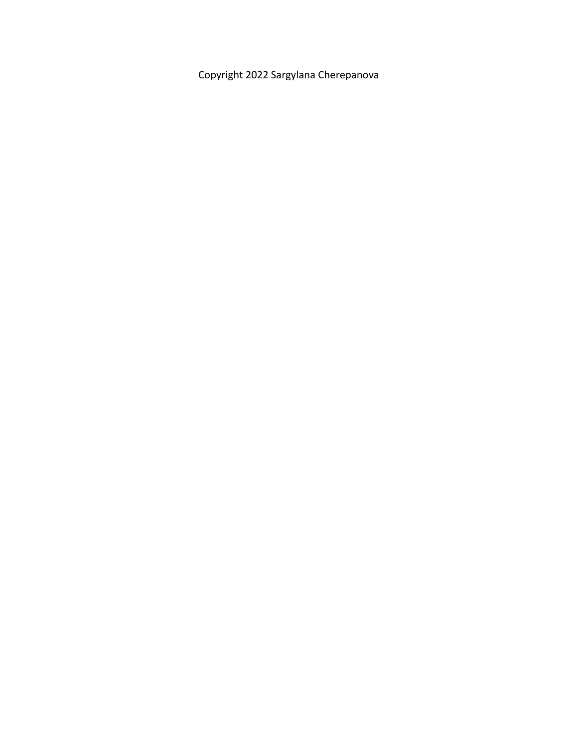Copyright 2022 Sargylana Cherepanova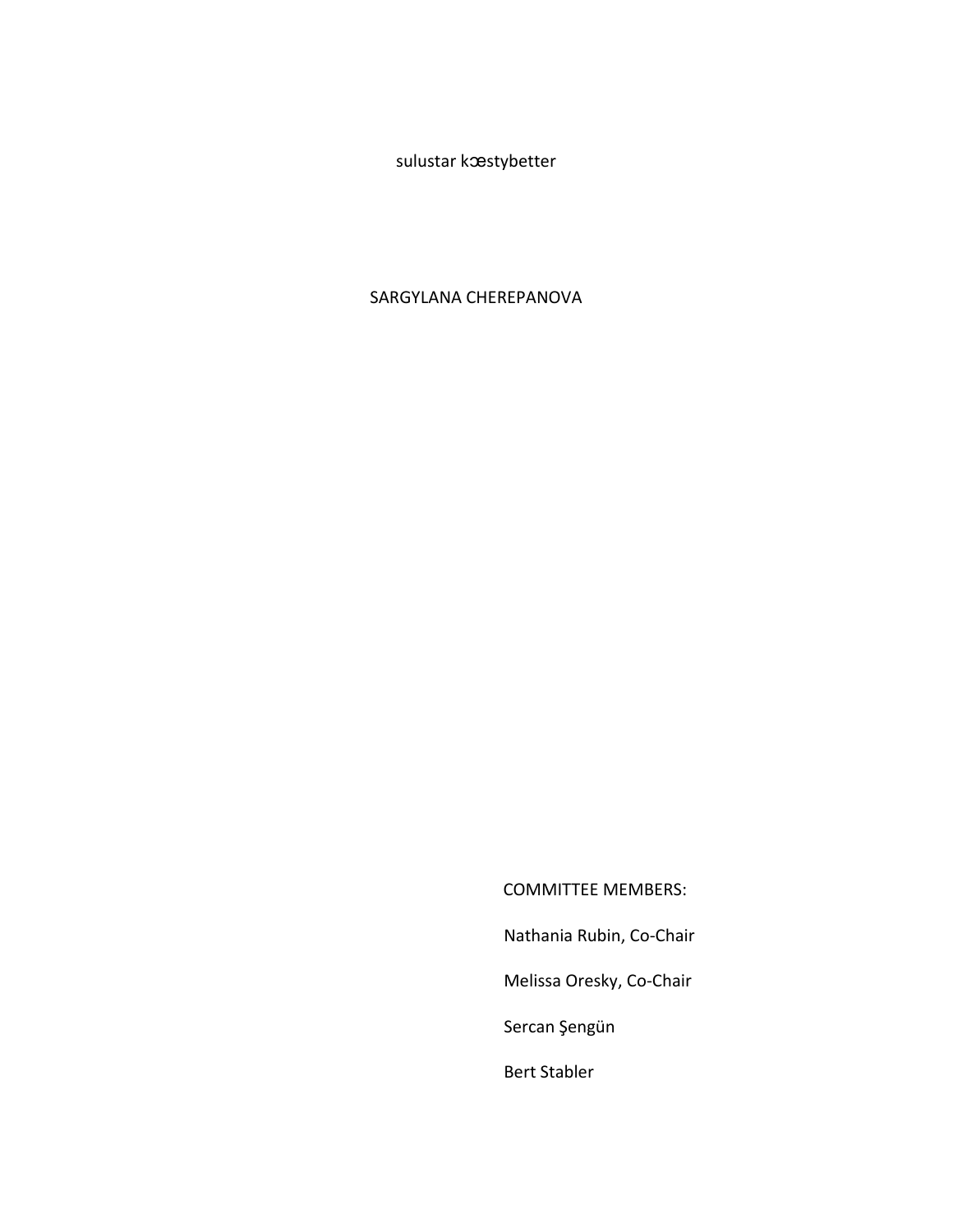sulustar kɔestybetter

SARGYLANA CHEREPANOVA

COMMITTEE MEMBERS:

Nathania Rubin, Co-Chair

Melissa Oresky, Co-Chair

Sercan Şengün

Bert Stabler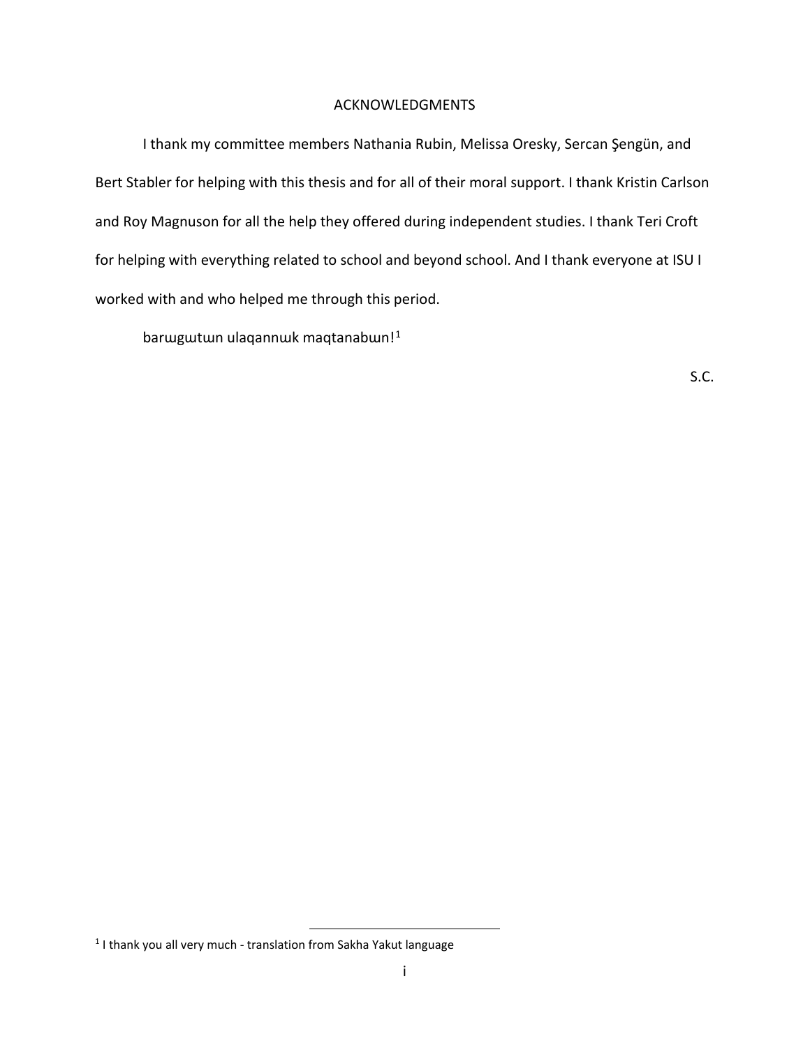# ACKNOWLEDGMENTS

I thank my committee members Nathania Rubin, Melissa Oresky, Sercan Şengün, and Bert Stabler for helping with this thesis and for all of their moral support. I thank Kristin Carlson and Roy Magnuson for all the help they offered during independent studies. I thank Teri Croft for helping with everything related to school and beyond school. And I thank everyone at ISU I worked with and who helped me through this period.

barɯgɯtɯn ulaqannɯk maqtanabɯn![1]

S.C.

[1] I thank you all very much - translation from Sakha Yakut language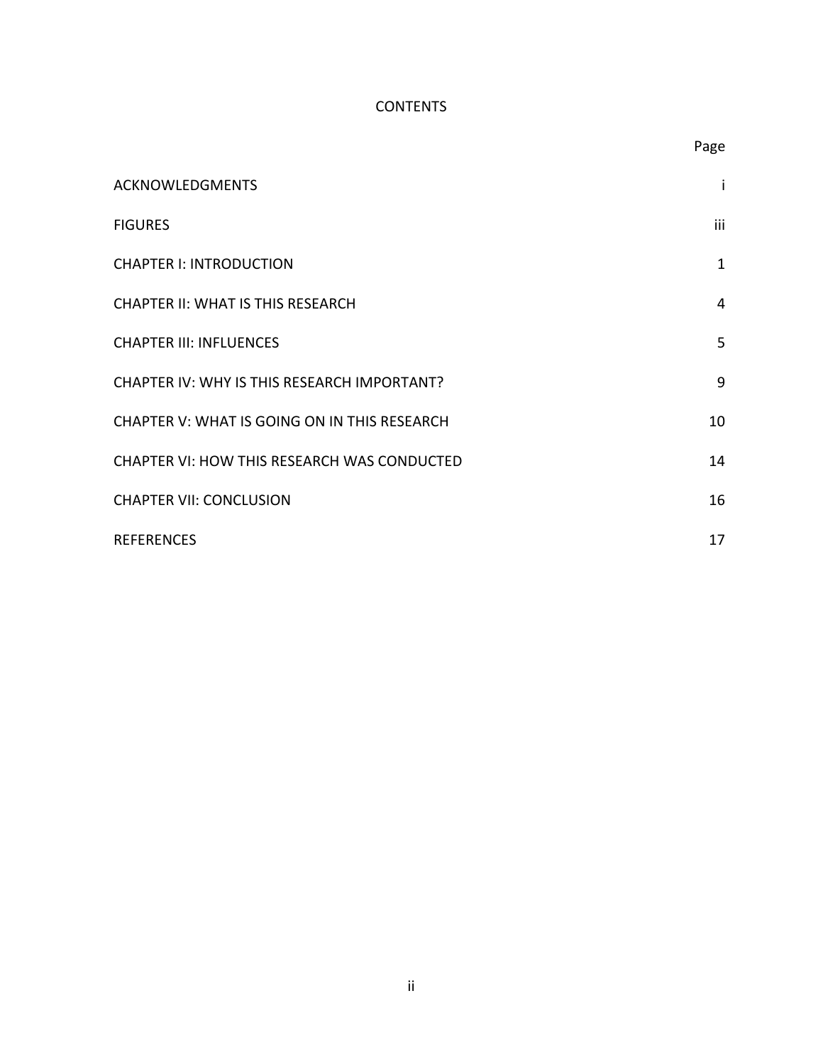# CONTENTS

| | Page |
|---|---|
| ACKNOWLEDGMENTS | i |
| FIGURES | iii |
| CHAPTER I: INTRODUCTION | 1 |
| CHAPTER II: WHAT IS THIS RESEARCH | 4 |
| CHAPTER III: INFLUENCES | 5 |
| CHAPTER IV: WHY IS THIS RESEARCH IMPORTANT? | 9 |
| CHAPTER V: WHAT IS GOING ON IN THIS RESEARCH | 10 |
| CHAPTER VI: HOW THIS RESEARCH WAS CONDUCTED | 14 |
| CHAPTER VII: CONCLUSION | 16 |
| REFERENCES | 17 |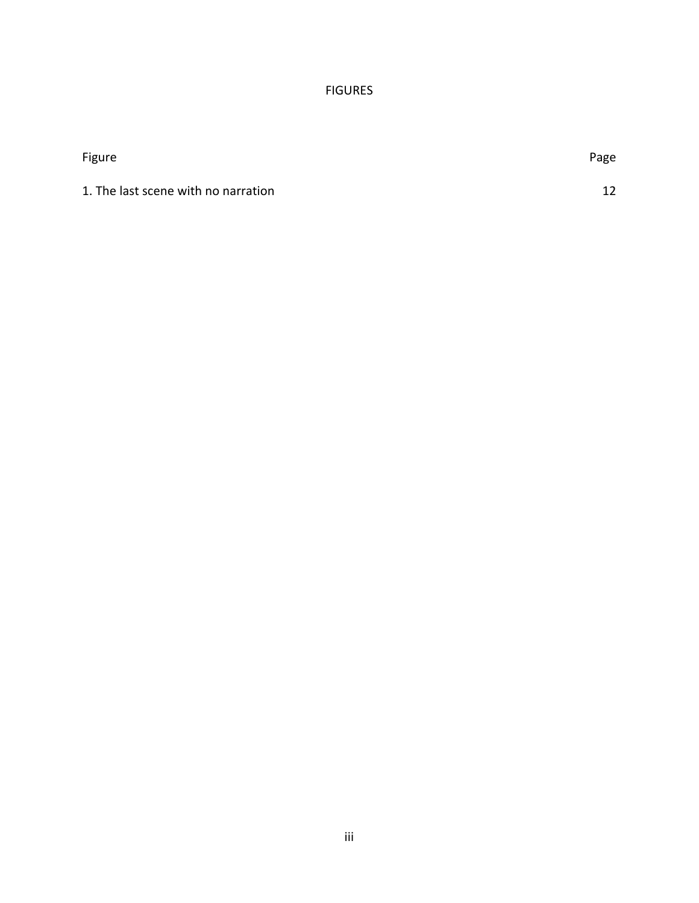# FIGURES

| Figure | Page |
| --- | --- |
| 1. The last scene with no narration | 12 |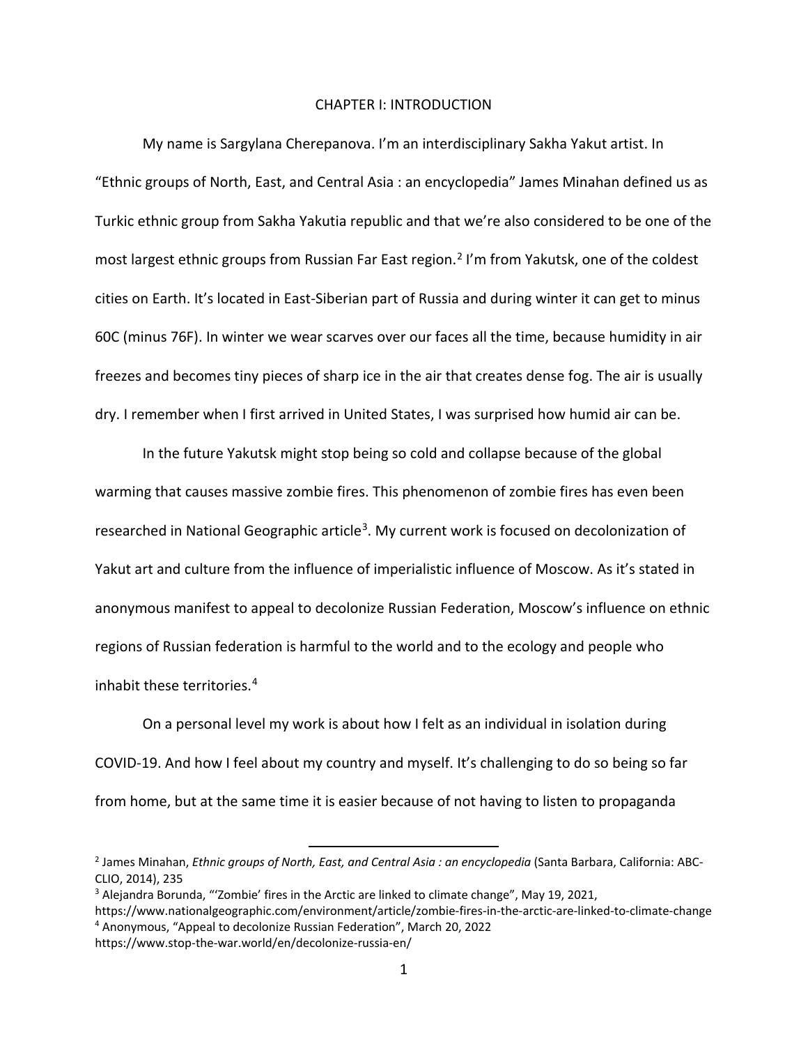# CHAPTER I: INTRODUCTION

My name is Sargylana Cherepanova. I'm an interdisciplinary Sakha Yakut artist. In "Ethnic groups of North, East, and Central Asia : an encyclopedia" James Minahan defined us as Turkic ethnic group from Sakha Yakutia republic and that we're also considered to be one of the most largest ethnic groups from Russian Far East region.[2] I'm from Yakutsk, one of the coldest cities on Earth. It's located in East-Siberian part of Russia and during winter it can get to minus 60C (minus 76F). In winter we wear scarves over our faces all the time, because humidity in air freezes and becomes tiny pieces of sharp ice in the air that creates dense fog. The air is usually dry. I remember when I first arrived in United States, I was surprised how humid air can be.

In the future Yakutsk might stop being so cold and collapse because of the global warming that causes massive zombie fires. This phenomenon of zombie fires has even been researched in National Geographic article[3]. My current work is focused on decolonization of Yakut art and culture from the influence of imperialistic influence of Moscow. As it's stated in anonymous manifest to appeal to decolonize Russian Federation, Moscow's influence on ethnic regions of Russian federation is harmful to the world and to the ecology and people who inhabit these territories.[4]

On a personal level my work is about how I felt as an individual in isolation during COVID-19. And how I feel about my country and myself. It's challenging to do so being so far from home, but at the same time it is easier because of not having to listen to propaganda

---

[2] James Minahan, *Ethnic groups of North, East, and Central Asia : an encyclopedia* (Santa Barbara, California: ABC-CLIO, 2014), 235

[3] Alejandra Borunda, "'Zombie' fires in the Arctic are linked to climate change", May 19, 2021, https://www.nationalgeographic.com/environment/article/zombie-fires-in-the-arctic-are-linked-to-climate-change

[4] Anonymous, "Appeal to decolonize Russian Federation", March 20, 2022 https://www.stop-the-war.world/en/decolonize-russia-en/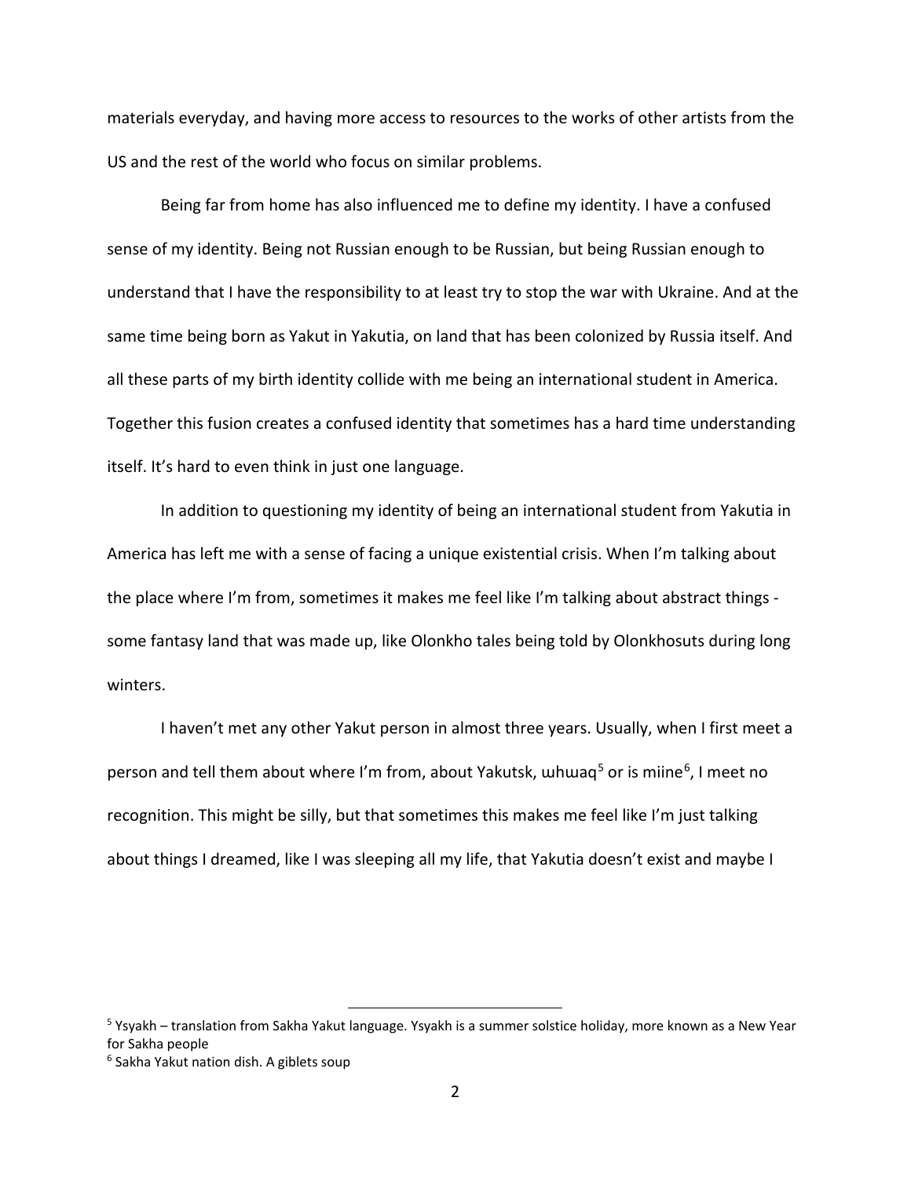materials everyday, and having more access to resources to the works of other artists from the US and the rest of the world who focus on similar problems.

Being far from home has also influenced me to define my identity. I have a confused sense of my identity. Being not Russian enough to be Russian, but being Russian enough to understand that I have the responsibility to at least try to stop the war with Ukraine. And at the same time being born as Yakut in Yakutia, on land that has been colonized by Russia itself. And all these parts of my birth identity collide with me being an international student in America. Together this fusion creates a confused identity that sometimes has a hard time understanding itself. It's hard to even think in just one language.

In addition to questioning my identity of being an international student from Yakutia in America has left me with a sense of facing a unique existential crisis. When I'm talking about the place where I'm from, sometimes it makes me feel like I'm talking about abstract things - some fantasy land that was made up, like Olonkho tales being told by Olonkhosuts during long winters.

I haven't met any other Yakut person in almost three years. Usually, when I first meet a person and tell them about where I'm from, about Yakutsk, ыhыаq[5] or is miine[6], I meet no recognition. This might be silly, but that sometimes this makes me feel like I'm just talking about things I dreamed, like I was sleeping all my life, that Yakutia doesn't exist and maybe I

---

[5] Ysyakh – translation from Sakha Yakut language. Ysyakh is a summer solstice holiday, more known as a New Year for Sakha people

[6] Sakha Yakut nation dish. A giblets soup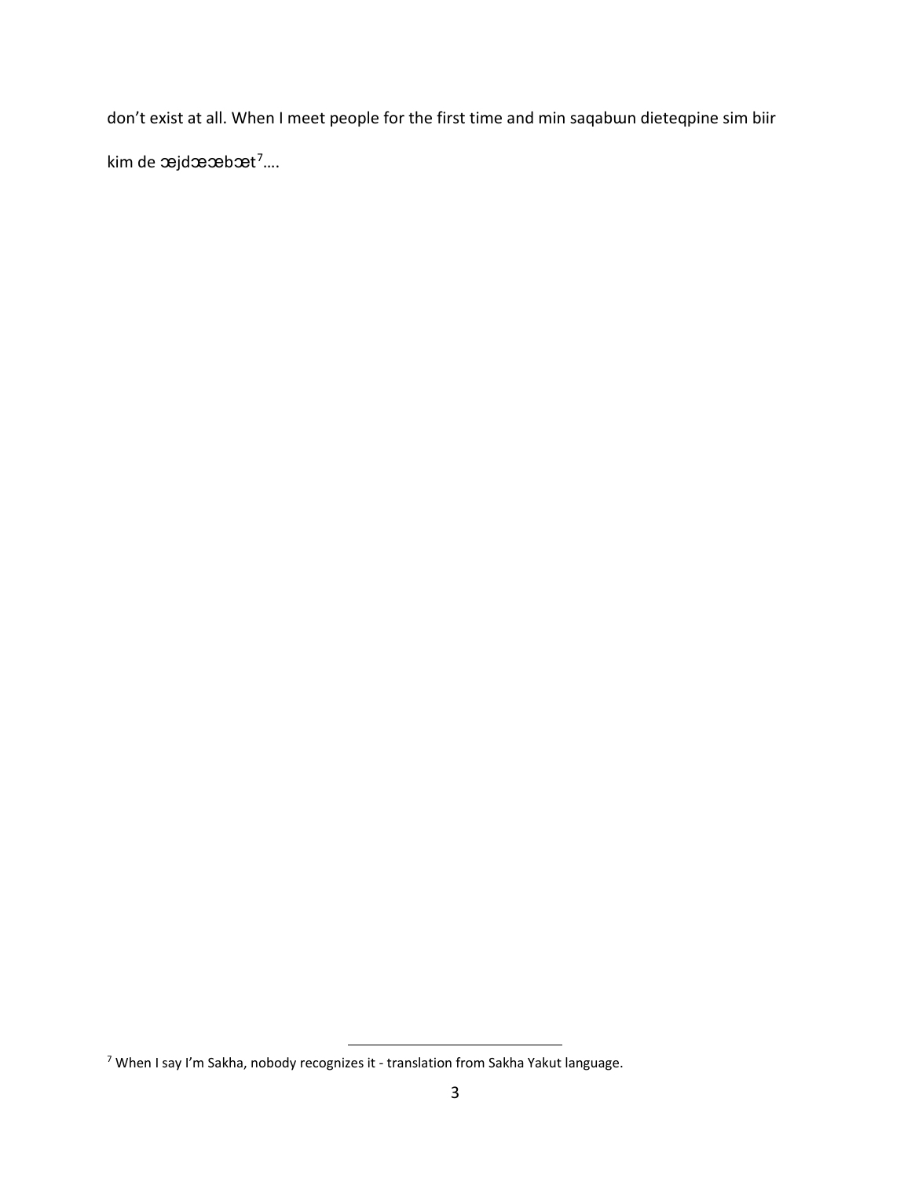don’t exist at all. When I meet people for the first time and min saqabɯn dieteqpine sim biir kim de œjdœœbœt[7]….

[7] When I say I’m Sakha, nobody recognizes it - translation from Sakha Yakut language.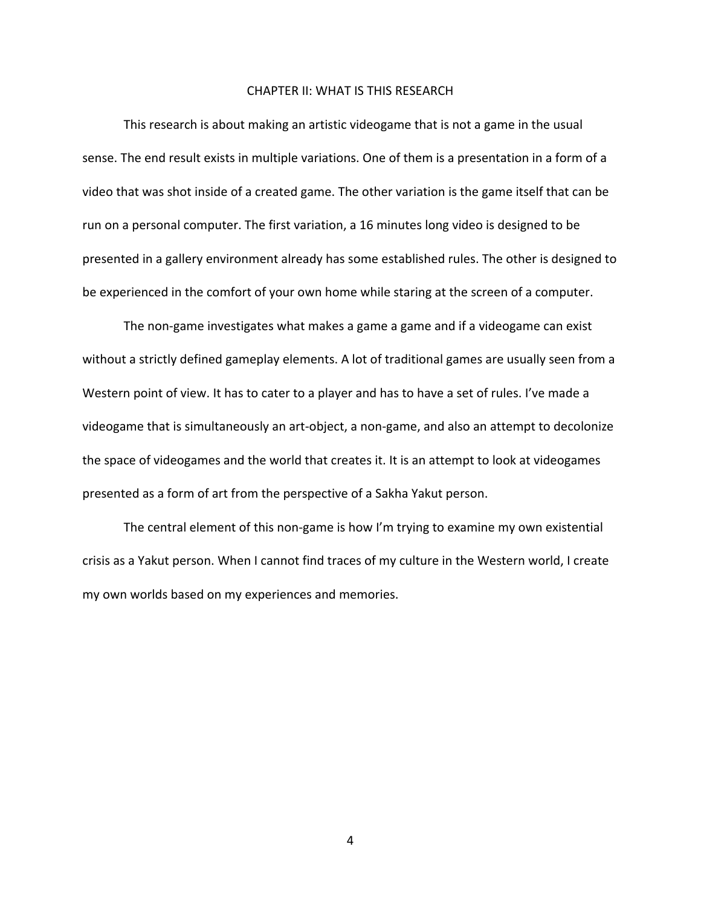## CHAPTER II: WHAT IS THIS RESEARCH

This research is about making an artistic videogame that is not a game in the usual sense. The end result exists in multiple variations. One of them is a presentation in a form of a video that was shot inside of a created game. The other variation is the game itself that can be run on a personal computer. The first variation, a 16 minutes long video is designed to be presented in a gallery environment already has some established rules. The other is designed to be experienced in the comfort of your own home while staring at the screen of a computer.

The non-game investigates what makes a game a game and if a videogame can exist without a strictly defined gameplay elements. A lot of traditional games are usually seen from a Western point of view. It has to cater to a player and has to have a set of rules. I've made a videogame that is simultaneously an art-object, a non-game, and also an attempt to decolonize the space of videogames and the world that creates it. It is an attempt to look at videogames presented as a form of art from the perspective of a Sakha Yakut person.

The central element of this non-game is how I'm trying to examine my own existential crisis as a Yakut person. When I cannot find traces of my culture in the Western world, I create my own worlds based on my experiences and memories.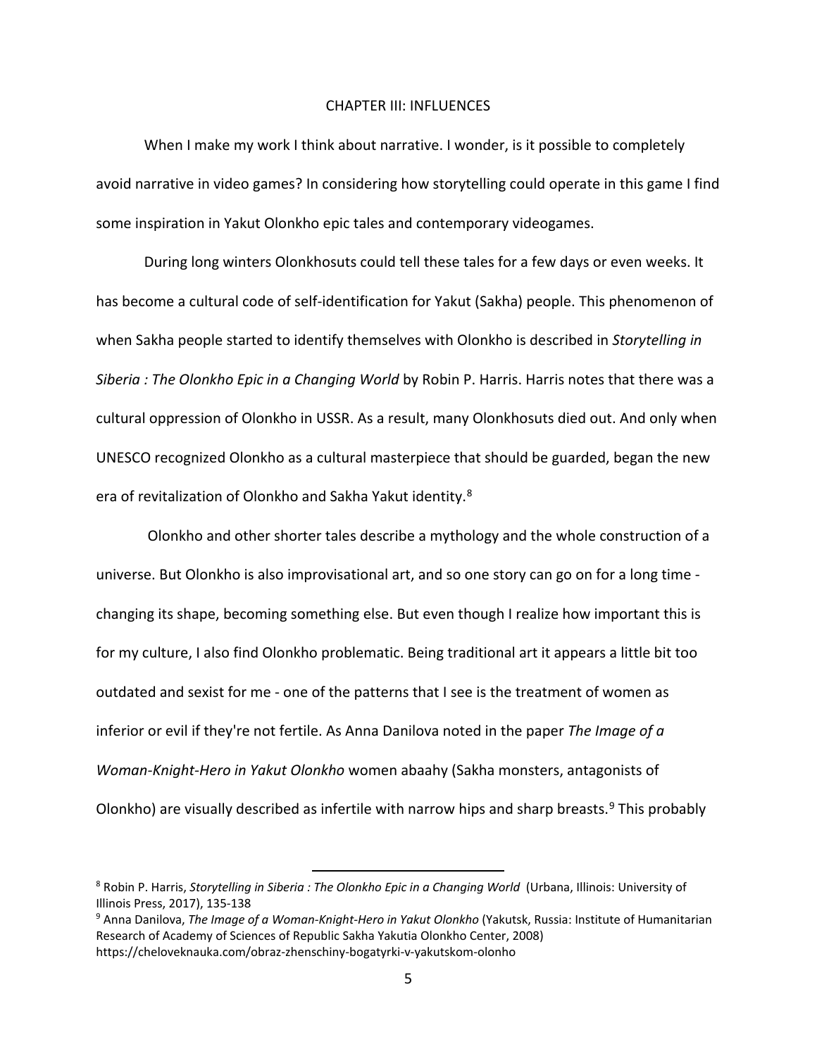## CHAPTER III: INFLUENCES

When I make my work I think about narrative. I wonder, is it possible to completely avoid narrative in video games? In considering how storytelling could operate in this game I find some inspiration in Yakut Olonkho epic tales and contemporary videogames.

During long winters Olonkhosuts could tell these tales for a few days or even weeks. It has become a cultural code of self-identification for Yakut (Sakha) people. This phenomenon of when Sakha people started to identify themselves with Olonkho is described in *Storytelling in Siberia : The Olonkho Epic in a Changing World* by Robin P. Harris. Harris notes that there was a cultural oppression of Olonkho in USSR. As a result, many Olonkhosuts died out. And only when UNESCO recognized Olonkho as a cultural masterpiece that should be guarded, began the new era of revitalization of Olonkho and Sakha Yakut identity.[8]

Olonkho and other shorter tales describe a mythology and the whole construction of a universe. But Olonkho is also improvisational art, and so one story can go on for a long time - changing its shape, becoming something else. But even though I realize how important this is for my culture, I also find Olonkho problematic. Being traditional art it appears a little bit too outdated and sexist for me - one of the patterns that I see is the treatment of women as inferior or evil if they're not fertile. As Anna Danilova noted in the paper *The Image of a Woman-Knight-Hero in Yakut Olonkho* women abaahy (Sakha monsters, antagonists of Olonkho) are visually described as infertile with narrow hips and sharp breasts.[9] This probably

---

[8] Robin P. Harris, *Storytelling in Siberia : The Olonkho Epic in a Changing World* (Urbana, Illinois: University of Illinois Press, 2017), 135-138

[9] Anna Danilova, *The Image of a Woman-Knight-Hero in Yakut Olonkho* (Yakutsk, Russia: Institute of Humanitarian Research of Academy of Sciences of Republic Sakha Yakutia Olonkho Center, 2008) https://cheloveknauka.com/obraz-zhenschiny-bogatyrki-v-yakutskom-olonho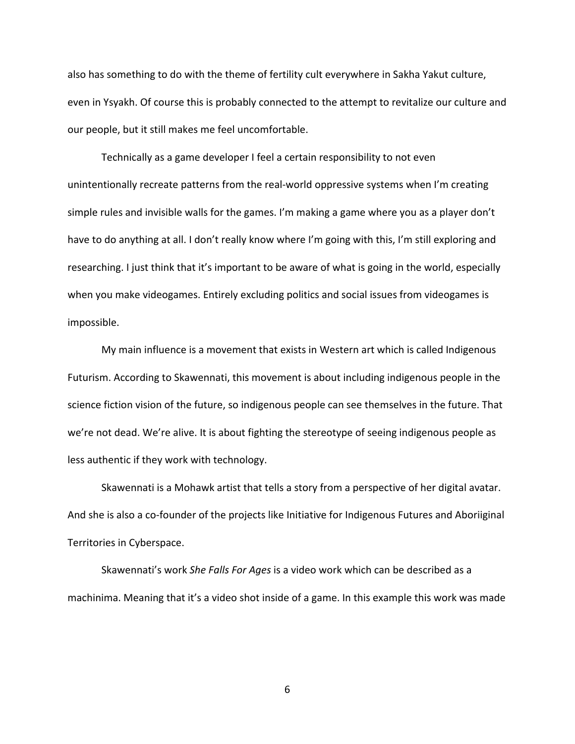also has something to do with the theme of fertility cult everywhere in Sakha Yakut culture, even in Ysyakh. Of course this is probably connected to the attempt to revitalize our culture and our people, but it still makes me feel uncomfortable.

Technically as a game developer I feel a certain responsibility to not even unintentionally recreate patterns from the real-world oppressive systems when I'm creating simple rules and invisible walls for the games. I'm making a game where you as a player don't have to do anything at all. I don't really know where I'm going with this, I'm still exploring and researching. I just think that it's important to be aware of what is going in the world, especially when you make videogames. Entirely excluding politics and social issues from videogames is impossible.

My main influence is a movement that exists in Western art which is called Indigenous Futurism. According to Skawennati, this movement is about including indigenous people in the science fiction vision of the future, so indigenous people can see themselves in the future. That we're not dead. We're alive. It is about fighting the stereotype of seeing indigenous people as less authentic if they work with technology.

Skawennati is a Mohawk artist that tells a story from a perspective of her digital avatar. And she is also a co-founder of the projects like Initiative for Indigenous Futures and Aboriiginal Territories in Cyberspace.

Skawennati's work *She Falls For Ages* is a video work which can be described as a machinima. Meaning that it's a video shot inside of a game. In this example this work was made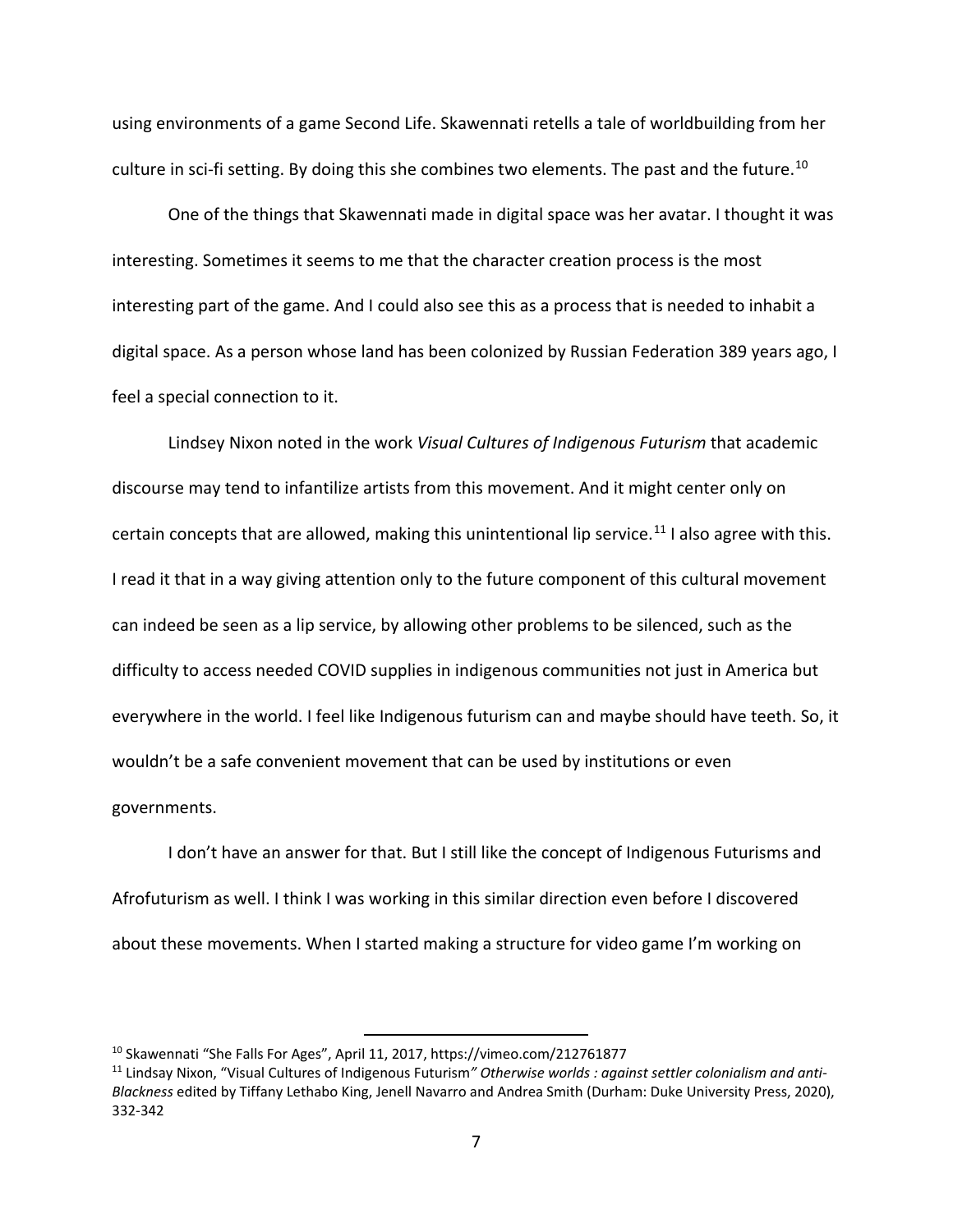using environments of a game Second Life. Skawennati retells a tale of worldbuilding from her culture in sci-fi setting. By doing this she combines two elements. The past and the future.[10]

One of the things that Skawennati made in digital space was her avatar. I thought it was interesting. Sometimes it seems to me that the character creation process is the most interesting part of the game. And I could also see this as a process that is needed to inhabit a digital space. As a person whose land has been colonized by Russian Federation 389 years ago, I feel a special connection to it.

Lindsey Nixon noted in the work *Visual Cultures of Indigenous Futurism* that academic discourse may tend to infantilize artists from this movement. And it might center only on certain concepts that are allowed, making this unintentional lip service.[11] I also agree with this. I read it that in a way giving attention only to the future component of this cultural movement can indeed be seen as a lip service, by allowing other problems to be silenced, such as the difficulty to access needed COVID supplies in indigenous communities not just in America but everywhere in the world. I feel like Indigenous futurism can and maybe should have teeth. So, it wouldn't be a safe convenient movement that can be used by institutions or even governments.

I don't have an answer for that. But I still like the concept of Indigenous Futurisms and Afrofuturism as well. I think I was working in this similar direction even before I discovered about these movements. When I started making a structure for video game I'm working on

---

[10] Skawennati "She Falls For Ages", April 11, 2017, https://vimeo.com/212761877

[11] Lindsay Nixon, "Visual Cultures of Indigenous Futurism*" Otherwise worlds : against settler colonialism and anti-Blackness* edited by Tiffany Lethabo King, Jenell Navarro and Andrea Smith (Durham: Duke University Press, 2020), 332-342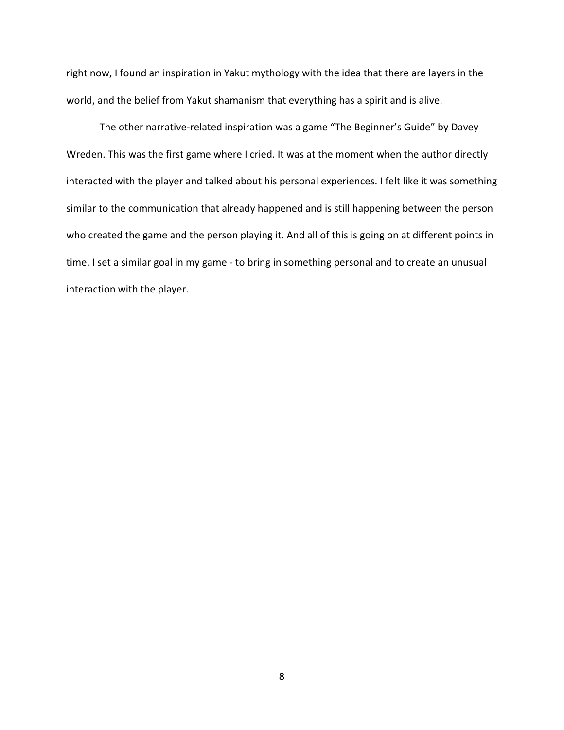right now, I found an inspiration in Yakut mythology with the idea that there are layers in the world, and the belief from Yakut shamanism that everything has a spirit and is alive.

The other narrative-related inspiration was a game "The Beginner's Guide" by Davey Wreden. This was the first game where I cried. It was at the moment when the author directly interacted with the player and talked about his personal experiences. I felt like it was something similar to the communication that already happened and is still happening between the person who created the game and the person playing it. And all of this is going on at different points in time. I set a similar goal in my game - to bring in something personal and to create an unusual interaction with the player.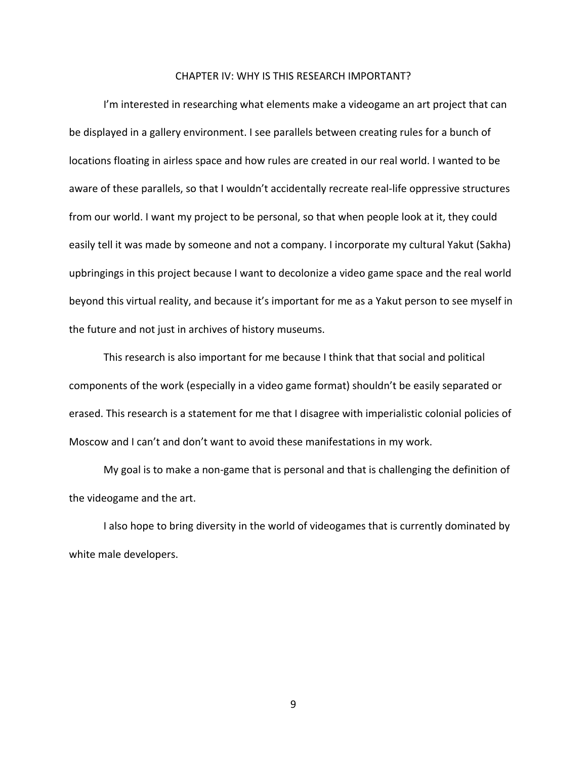# CHAPTER IV: WHY IS THIS RESEARCH IMPORTANT?

I'm interested in researching what elements make a videogame an art project that can be displayed in a gallery environment. I see parallels between creating rules for a bunch of locations floating in airless space and how rules are created in our real world. I wanted to be aware of these parallels, so that I wouldn't accidentally recreate real-life oppressive structures from our world. I want my project to be personal, so that when people look at it, they could easily tell it was made by someone and not a company. I incorporate my cultural Yakut (Sakha) upbringings in this project because I want to decolonize a video game space and the real world beyond this virtual reality, and because it's important for me as a Yakut person to see myself in the future and not just in archives of history museums.

This research is also important for me because I think that that social and political components of the work (especially in a video game format) shouldn't be easily separated or erased. This research is a statement for me that I disagree with imperialistic colonial policies of Moscow and I can't and don't want to avoid these manifestations in my work.

My goal is to make a non-game that is personal and that is challenging the definition of the videogame and the art.

I also hope to bring diversity in the world of videogames that is currently dominated by white male developers.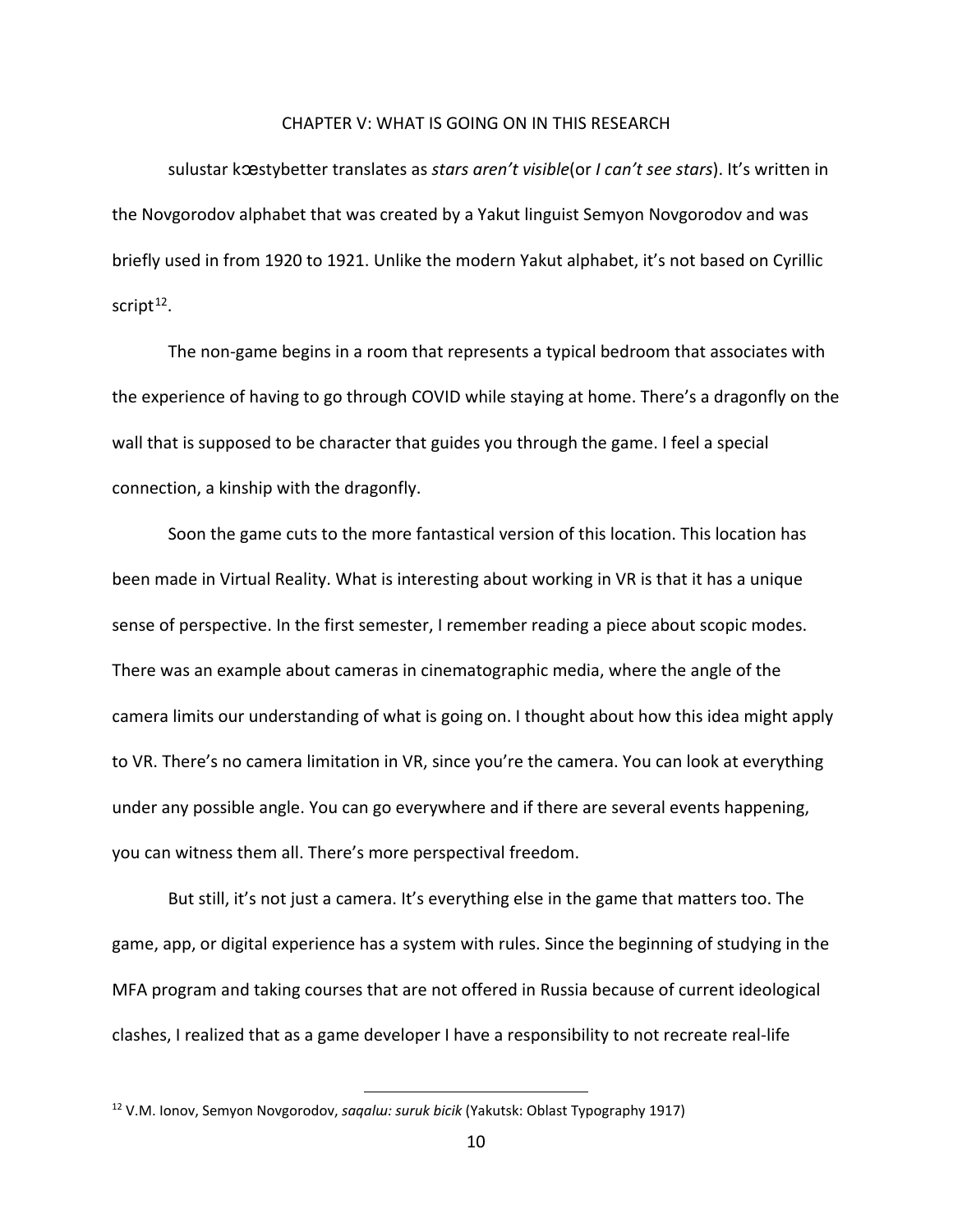# CHAPTER V: WHAT IS GOING ON IN THIS RESEARCH

sulustar kɶstybetter translates as *stars aren't visible*(or *I can't see stars*). It's written in the Novgorodov alphabet that was created by a Yakut linguist Semyon Novgorodov and was briefly used in from 1920 to 1921. Unlike the modern Yakut alphabet, it's not based on Cyrillic script[12].

The non-game begins in a room that represents a typical bedroom that associates with the experience of having to go through COVID while staying at home. There's a dragonfly on the wall that is supposed to be character that guides you through the game. I feel a special connection, a kinship with the dragonfly.

Soon the game cuts to the more fantastical version of this location. This location has been made in Virtual Reality. What is interesting about working in VR is that it has a unique sense of perspective. In the first semester, I remember reading a piece about scopic modes. There was an example about cameras in cinematographic media, where the angle of the camera limits our understanding of what is going on. I thought about how this idea might apply to VR. There's no camera limitation in VR, since you're the camera. You can look at everything under any possible angle. You can go everywhere and if there are several events happening, you can witness them all. There's more perspectival freedom.

But still, it's not just a camera. It's everything else in the game that matters too. The game, app, or digital experience has a system with rules. Since the beginning of studying in the MFA program and taking courses that are not offered in Russia because of current ideological clashes, I realized that as a game developer I have a responsibility to not recreate real-life

---

[12] V.M. Ionov, Semyon Novgorodov, *saqalɯ: suruk bicik* (Yakutsk: Oblast Typography 1917)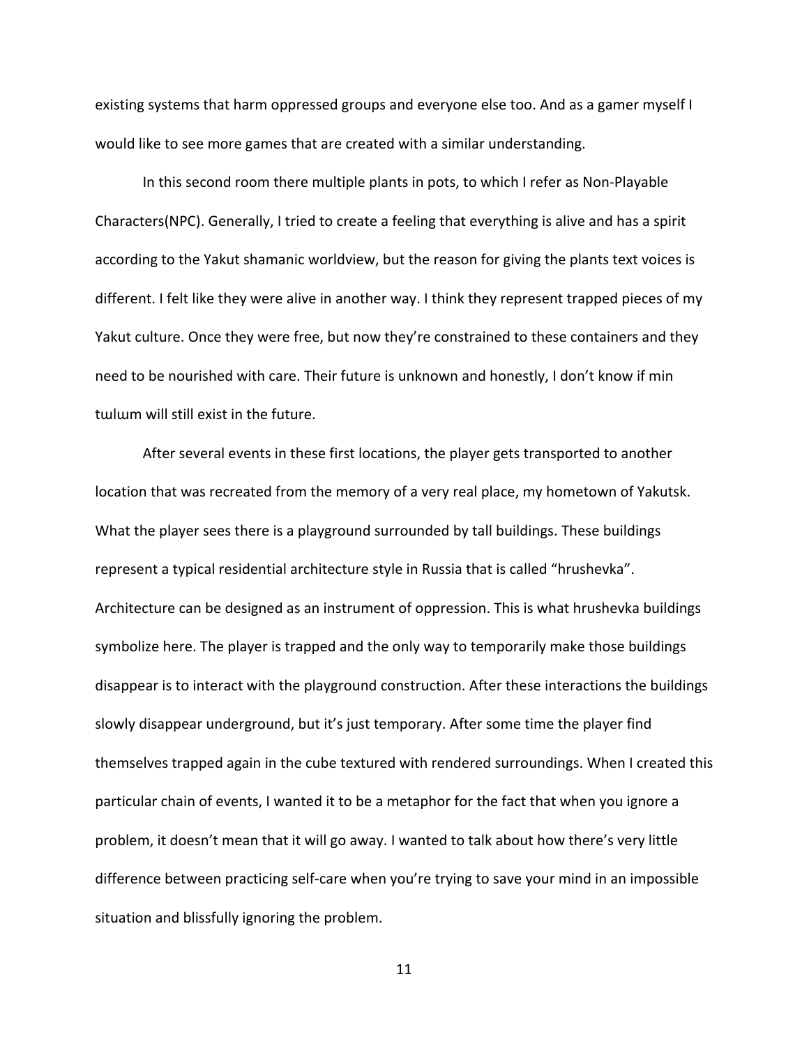existing systems that harm oppressed groups and everyone else too. And as a gamer myself I would like to see more games that are created with a similar understanding.

In this second room there multiple plants in pots, to which I refer as Non-Playable Characters(NPC). Generally, I tried to create a feeling that everything is alive and has a spirit according to the Yakut shamanic worldview, but the reason for giving the plants text voices is different. I felt like they were alive in another way. I think they represent trapped pieces of my Yakut culture. Once they were free, but now they're constrained to these containers and they need to be nourished with care. Their future is unknown and honestly, I don't know if min tɯlɯm will still exist in the future.

After several events in these first locations, the player gets transported to another location that was recreated from the memory of a very real place, my hometown of Yakutsk. What the player sees there is a playground surrounded by tall buildings. These buildings represent a typical residential architecture style in Russia that is called "hrushevka". Architecture can be designed as an instrument of oppression. This is what hrushevka buildings symbolize here. The player is trapped and the only way to temporarily make those buildings disappear is to interact with the playground construction. After these interactions the buildings slowly disappear underground, but it's just temporary. After some time the player find themselves trapped again in the cube textured with rendered surroundings. When I created this particular chain of events, I wanted it to be a metaphor for the fact that when you ignore a problem, it doesn't mean that it will go away. I wanted to talk about how there's very little difference between practicing self-care when you're trying to save your mind in an impossible situation and blissfully ignoring the problem.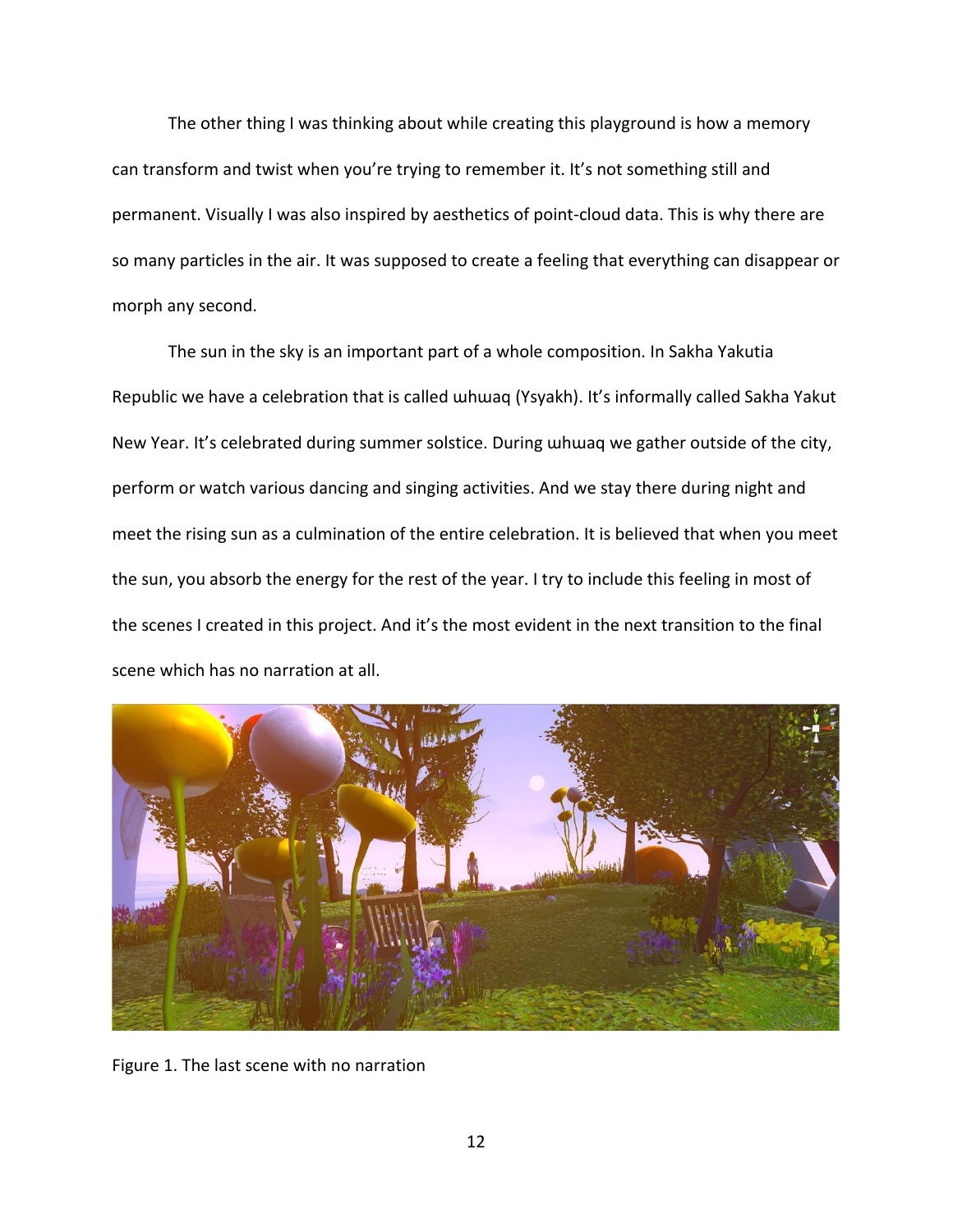The other thing I was thinking about while creating this playground is how a memory can transform and twist when you're trying to remember it. It's not something still and permanent. Visually I was also inspired by aesthetics of point-cloud data. This is why there are so many particles in the air. It was supposed to create a feeling that everything can disappear or morph any second.

The sun in the sky is an important part of a whole composition. In Sakha Yakutia Republic we have a celebration that is called ɯhɯaq (Ysyakh). It's informally called Sakha Yakut New Year. It's celebrated during summer solstice. During ɯhɯaq we gather outside of the city, perform or watch various dancing and singing activities. And we stay there during night and meet the rising sun as a culmination of the entire celebration. It is believed that when you meet the sun, you absorb the energy for the rest of the year. I try to include this feeling in most of the scenes I created in this project. And it's the most evident in the next transition to the final scene which has no narration at all.

Figure 1. The last scene with no narration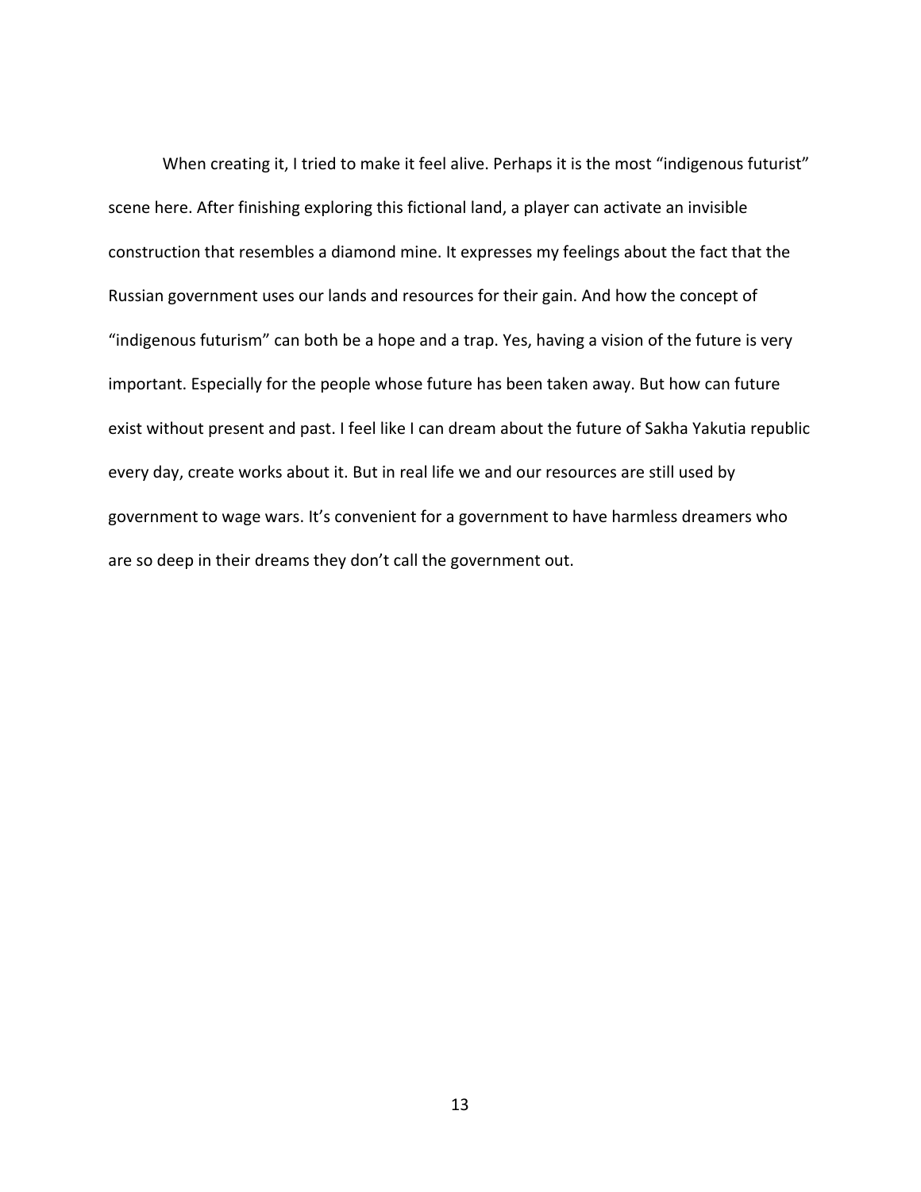When creating it, I tried to make it feel alive. Perhaps it is the most "indigenous futurist" scene here. After finishing exploring this fictional land, a player can activate an invisible construction that resembles a diamond mine. It expresses my feelings about the fact that the Russian government uses our lands and resources for their gain. And how the concept of "indigenous futurism" can both be a hope and a trap. Yes, having a vision of the future is very important. Especially for the people whose future has been taken away. But how can future exist without present and past. I feel like I can dream about the future of Sakha Yakutia republic every day, create works about it. But in real life we and our resources are still used by government to wage wars. It's convenient for a government to have harmless dreamers who are so deep in their dreams they don't call the government out.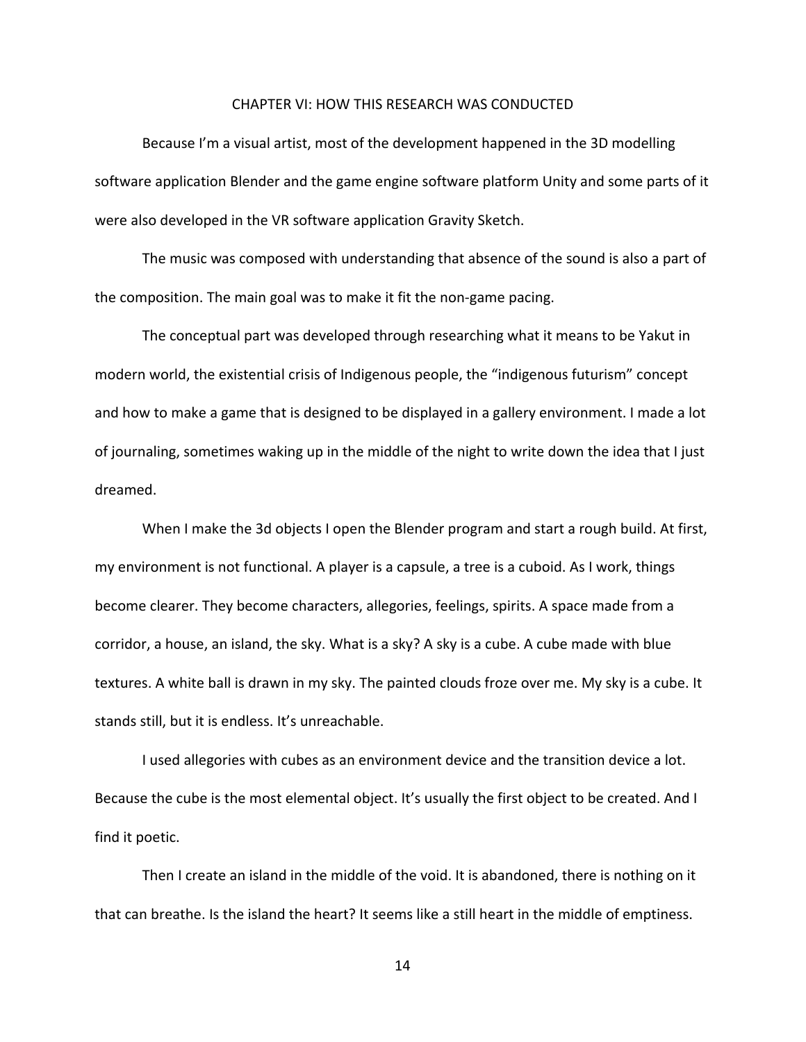# CHAPTER VI: HOW THIS RESEARCH WAS CONDUCTED

Because I'm a visual artist, most of the development happened in the 3D modelling software application Blender and the game engine software platform Unity and some parts of it were also developed in the VR software application Gravity Sketch.

The music was composed with understanding that absence of the sound is also a part of the composition. The main goal was to make it fit the non-game pacing.

The conceptual part was developed through researching what it means to be Yakut in modern world, the existential crisis of Indigenous people, the "indigenous futurism" concept and how to make a game that is designed to be displayed in a gallery environment. I made a lot of journaling, sometimes waking up in the middle of the night to write down the idea that I just dreamed.

When I make the 3d objects I open the Blender program and start a rough build. At first, my environment is not functional. A player is a capsule, a tree is a cuboid. As I work, things become clearer. They become characters, allegories, feelings, spirits. A space made from a corridor, a house, an island, the sky. What is a sky? A sky is a cube. A cube made with blue textures. A white ball is drawn in my sky. The painted clouds froze over me. My sky is a cube. It stands still, but it is endless. It's unreachable.

I used allegories with cubes as an environment device and the transition device a lot. Because the cube is the most elemental object. It's usually the first object to be created. And I find it poetic.

Then I create an island in the middle of the void. It is abandoned, there is nothing on it that can breathe. Is the island the heart? It seems like a still heart in the middle of emptiness.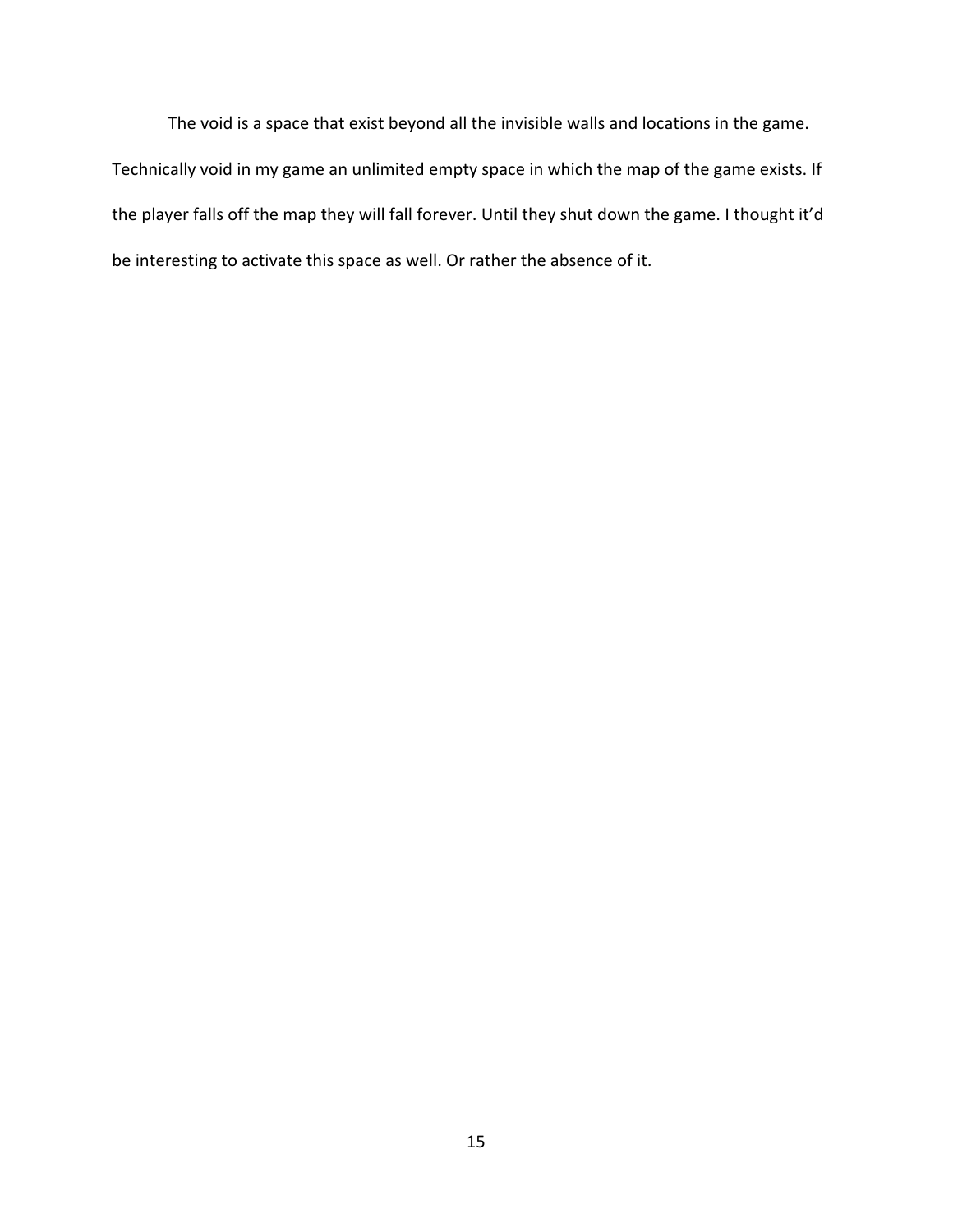The void is a space that exist beyond all the invisible walls and locations in the game. Technically void in my game an unlimited empty space in which the map of the game exists. If the player falls off the map they will fall forever. Until they shut down the game. I thought it'd be interesting to activate this space as well. Or rather the absence of it.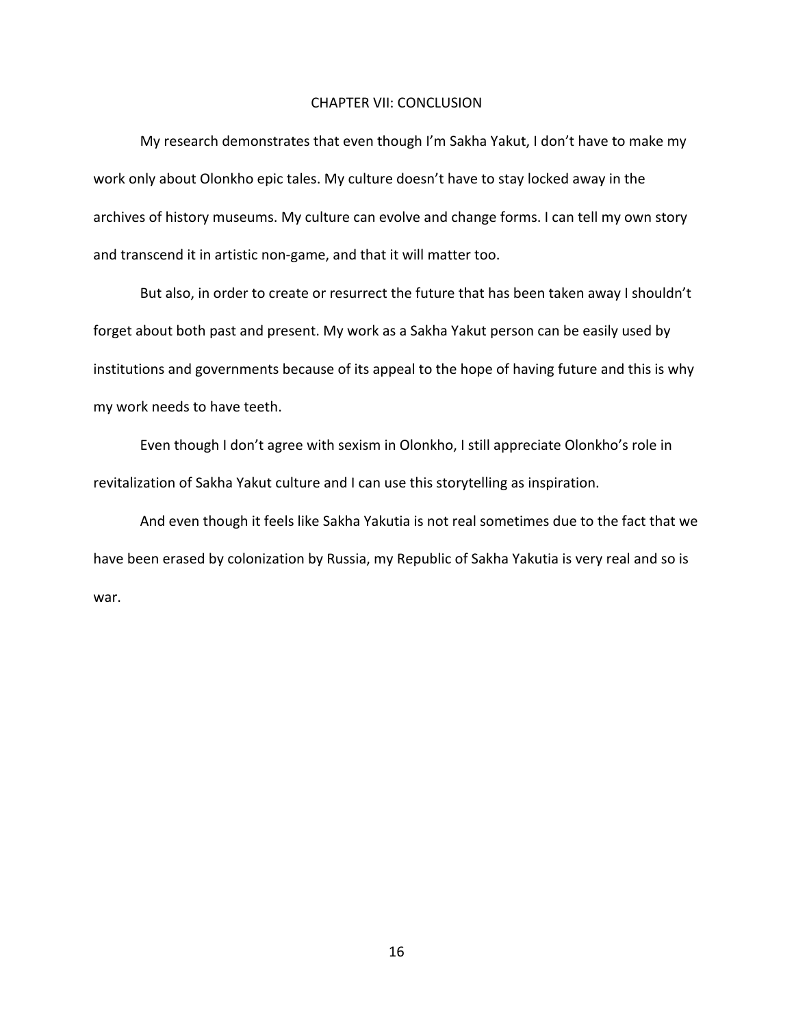# CHAPTER VII: CONCLUSION

My research demonstrates that even though I'm Sakha Yakut, I don't have to make my work only about Olonkho epic tales. My culture doesn't have to stay locked away in the archives of history museums. My culture can evolve and change forms. I can tell my own story and transcend it in artistic non-game, and that it will matter too.

But also, in order to create or resurrect the future that has been taken away I shouldn't forget about both past and present. My work as a Sakha Yakut person can be easily used by institutions and governments because of its appeal to the hope of having future and this is why my work needs to have teeth.

Even though I don't agree with sexism in Olonkho, I still appreciate Olonkho's role in revitalization of Sakha Yakut culture and I can use this storytelling as inspiration.

And even though it feels like Sakha Yakutia is not real sometimes due to the fact that we have been erased by colonization by Russia, my Republic of Sakha Yakutia is very real and so is war.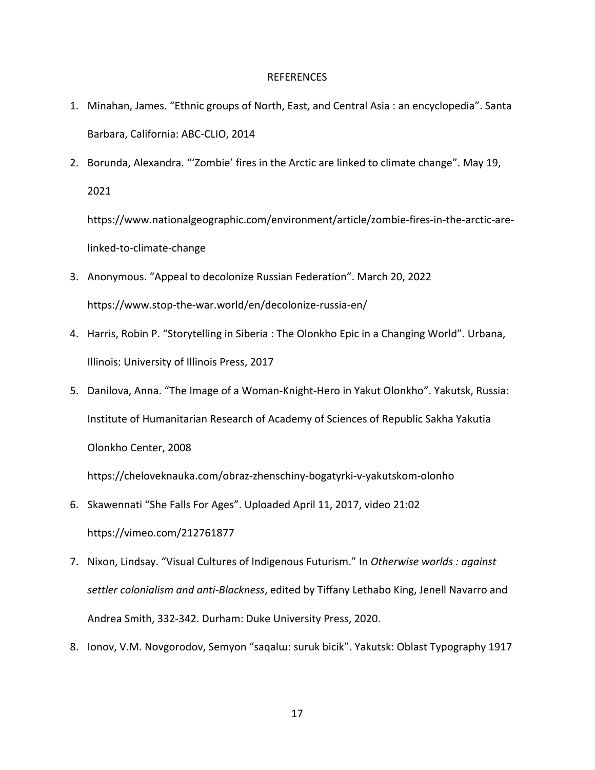# REFERENCES

1. Minahan, James. "Ethnic groups of North, East, and Central Asia : an encyclopedia". Santa Barbara, California: ABC-CLIO, 2014
2. Borunda, Alexandra. "'Zombie' fires in the Arctic are linked to climate change". May 19, 2021 https://www.nationalgeographic.com/environment/article/zombie-fires-in-the-arctic-are-linked-to-climate-change
3. Anonymous. "Appeal to decolonize Russian Federation". March 20, 2022 https://www.stop-the-war.world/en/decolonize-russia-en/
4. Harris, Robin P. "Storytelling in Siberia : The Olonkho Epic in a Changing World". Urbana, Illinois: University of Illinois Press, 2017
5. Danilova, Anna. "The Image of a Woman-Knight-Hero in Yakut Olonkho". Yakutsk, Russia: Institute of Humanitarian Research of Academy of Sciences of Republic Sakha Yakutia Olonkho Center, 2008 https://cheloveknauka.com/obraz-zhenschiny-bogatyrki-v-yakutskom-olonho
6. Skawennati "She Falls For Ages". Uploaded April 11, 2017, video 21:02 https://vimeo.com/212761877
7. Nixon, Lindsay. "Visual Cultures of Indigenous Futurism." In *Otherwise worlds : against settler colonialism and anti-Blackness*, edited by Tiffany Lethabo King, Jenell Navarro and Andrea Smith, 332-342. Durham: Duke University Press, 2020.
8. Ionov, V.M. Novgorodov, Semyon "saqalɯ: suruk bicik". Yakutsk: Oblast Typography 1917